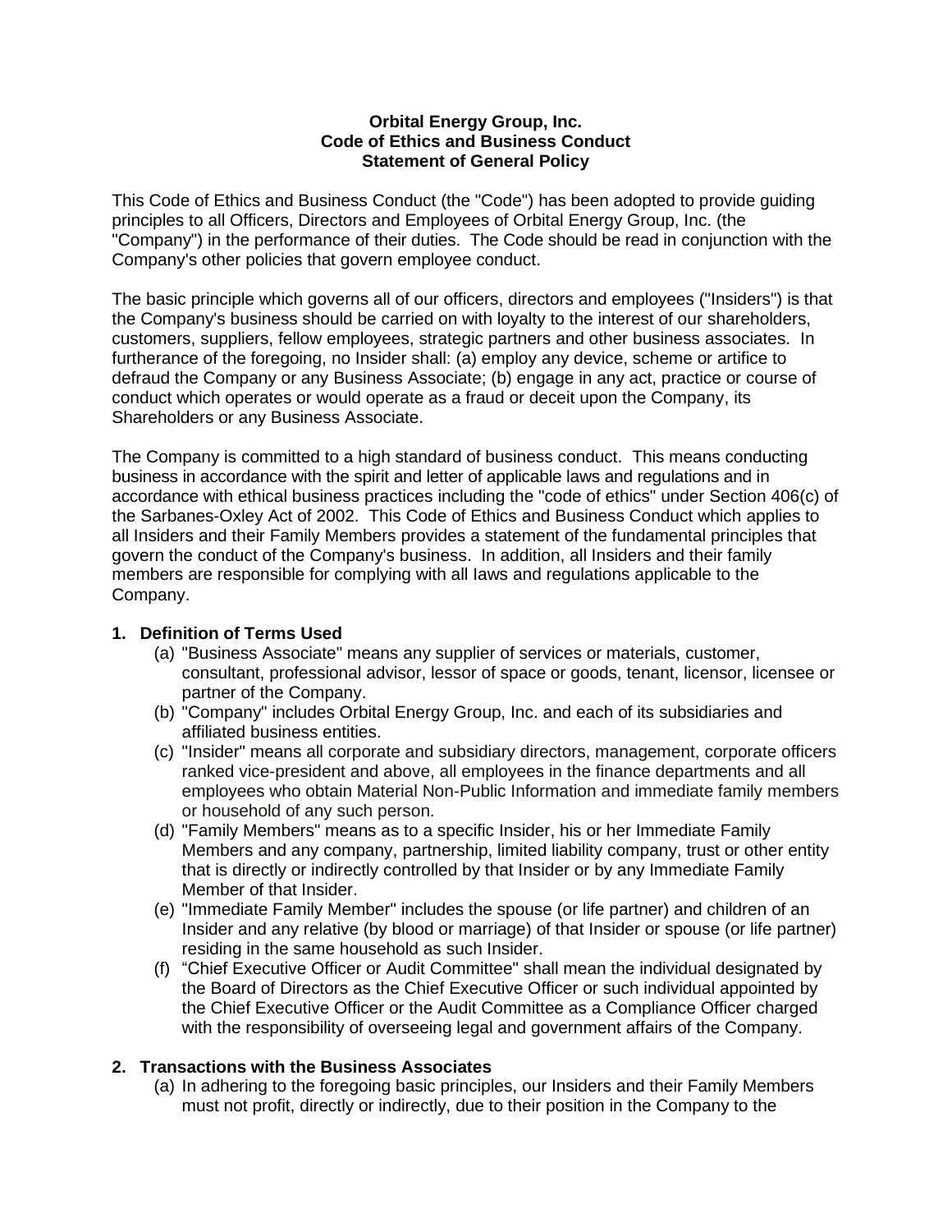**Orbital Energy Group, Inc.**
**Code of Ethics and Business Conduct**
**Statement of General Policy**

This Code of Ethics and Business Conduct (the "Code") has been adopted to provide guiding principles to all Officers, Directors and Employees of Orbital Energy Group, Inc. (the "Company") in the performance of their duties. The Code should be read in conjunction with the Company's other policies that govern employee conduct.

The basic principle which governs all of our officers, directors and employees ("Insiders") is that the Company's business should be carried on with loyalty to the interest of our shareholders, customers, suppliers, fellow employees, strategic partners and other business associates. In furtherance of the foregoing, no Insider shall: (a) employ any device, scheme or artifice to defraud the Company or any Business Associate; (b) engage in any act, practice or course of conduct which operates or would operate as a fraud or deceit upon the Company, its Shareholders or any Business Associate.

The Company is committed to a high standard of business conduct. This means conducting business in accordance with the spirit and letter of applicable laws and regulations and in accordance with ethical business practices including the "code of ethics" under Section 406(c) of the Sarbanes-Oxley Act of 2002. This Code of Ethics and Business Conduct which applies to all Insiders and their Family Members provides a statement of the fundamental principles that govern the conduct of the Company's business. In addition, all Insiders and their family members are responsible for complying with all Iaws and regulations applicable to the Company.

**1. Definition of Terms Used**

(a) "Business Associate" means any supplier of services or materials, customer, consultant, professional advisor, lessor of space or goods, tenant, licensor, licensee or partner of the Company.

(b) "Company" includes Orbital Energy Group, Inc. and each of its subsidiaries and affiliated business entities.

(c) "Insider" means all corporate and subsidiary directors, management, corporate officers ranked vice-president and above, all employees in the finance departments and all employees who obtain Material Non-Public Information and immediate family members or household of any such person.

(d) "Family Members" means as to a specific Insider, his or her Immediate Family Members and any company, partnership, limited liability company, trust or other entity that is directly or indirectly controlled by that Insider or by any Immediate Family Member of that Insider.

(e) "Immediate Family Member" includes the spouse (or life partner) and children of an Insider and any relative (by blood or marriage) of that Insider or spouse (or life partner) residing in the same household as such Insider.

(f) "Chief Executive Officer or Audit Committee" shall mean the individual designated by the Board of Directors as the Chief Executive Officer or such individual appointed by the Chief Executive Officer or the Audit Committee as a Compliance Officer charged with the responsibility of overseeing legal and government affairs of the Company.

**2. Transactions with the Business Associates**

(a) In adhering to the foregoing basic principles, our Insiders and their Family Members must not profit, directly or indirectly, due to their position in the Company to the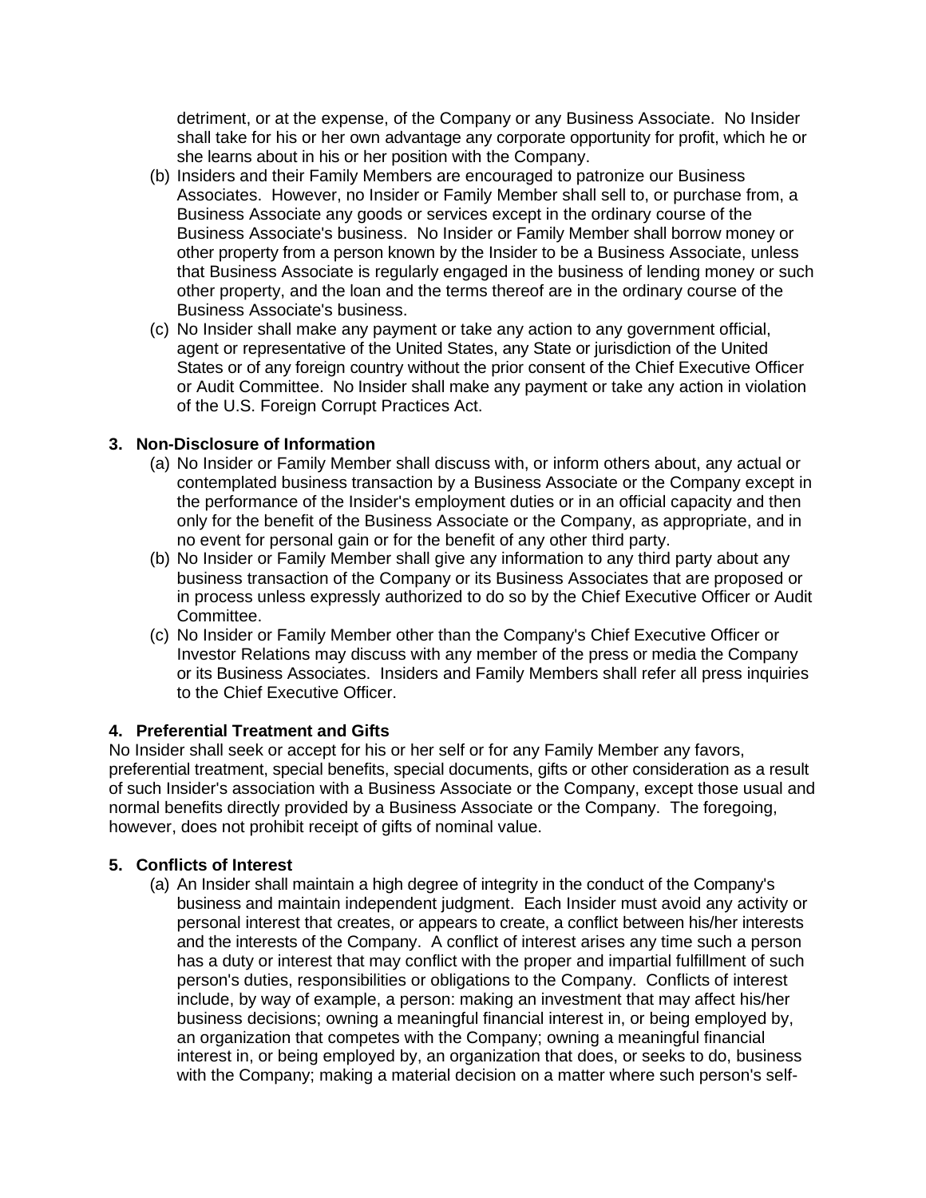detriment, or at the expense, of the Company or any Business Associate. No Insider shall take for his or her own advantage any corporate opportunity for profit, which he or she learns about in his or her position with the Company.

(b) Insiders and their Family Members are encouraged to patronize our Business Associates. However, no Insider or Family Member shall sell to, or purchase from, a Business Associate any goods or services except in the ordinary course of the Business Associate's business. No Insider or Family Member shall borrow money or other property from a person known by the Insider to be a Business Associate, unless that Business Associate is regularly engaged in the business of lending money or such other property, and the loan and the terms thereof are in the ordinary course of the Business Associate's business.

(c) No Insider shall make any payment or take any action to any government official, agent or representative of the United States, any State or jurisdiction of the United States or of any foreign country without the prior consent of the Chief Executive Officer or Audit Committee. No Insider shall make any payment or take any action in violation of the U.S. Foreign Corrupt Practices Act.

**3. Non-Disclosure of Information**

(a) No Insider or Family Member shall discuss with, or inform others about, any actual or contemplated business transaction by a Business Associate or the Company except in the performance of the Insider's employment duties or in an official capacity and then only for the benefit of the Business Associate or the Company, as appropriate, and in no event for personal gain or for the benefit of any other third party.

(b) No Insider or Family Member shall give any information to any third party about any business transaction of the Company or its Business Associates that are proposed or in process unless expressly authorized to do so by the Chief Executive Officer or Audit Committee.

(c) No Insider or Family Member other than the Company's Chief Executive Officer or Investor Relations may discuss with any member of the press or media the Company or its Business Associates. Insiders and Family Members shall refer all press inquiries to the Chief Executive Officer.

**4. Preferential Treatment and Gifts**

No Insider shall seek or accept for his or her self or for any Family Member any favors, preferential treatment, special benefits, special documents, gifts or other consideration as a result of such Insider's association with a Business Associate or the Company, except those usual and normal benefits directly provided by a Business Associate or the Company. The foregoing, however, does not prohibit receipt of gifts of nominal value.

**5. Conflicts of Interest**

(a) An Insider shall maintain a high degree of integrity in the conduct of the Company's business and maintain independent judgment. Each Insider must avoid any activity or personal interest that creates, or appears to create, a conflict between his/her interests and the interests of the Company. A conflict of interest arises any time such a person has a duty or interest that may conflict with the proper and impartial fulfillment of such person's duties, responsibilities or obligations to the Company. Conflicts of interest include, by way of example, a person: making an investment that may affect his/her business decisions; owning a meaningful financial interest in, or being employed by, an organization that competes with the Company; owning a meaningful financial interest in, or being employed by, an organization that does, or seeks to do, business with the Company; making a material decision on a matter where such person's self-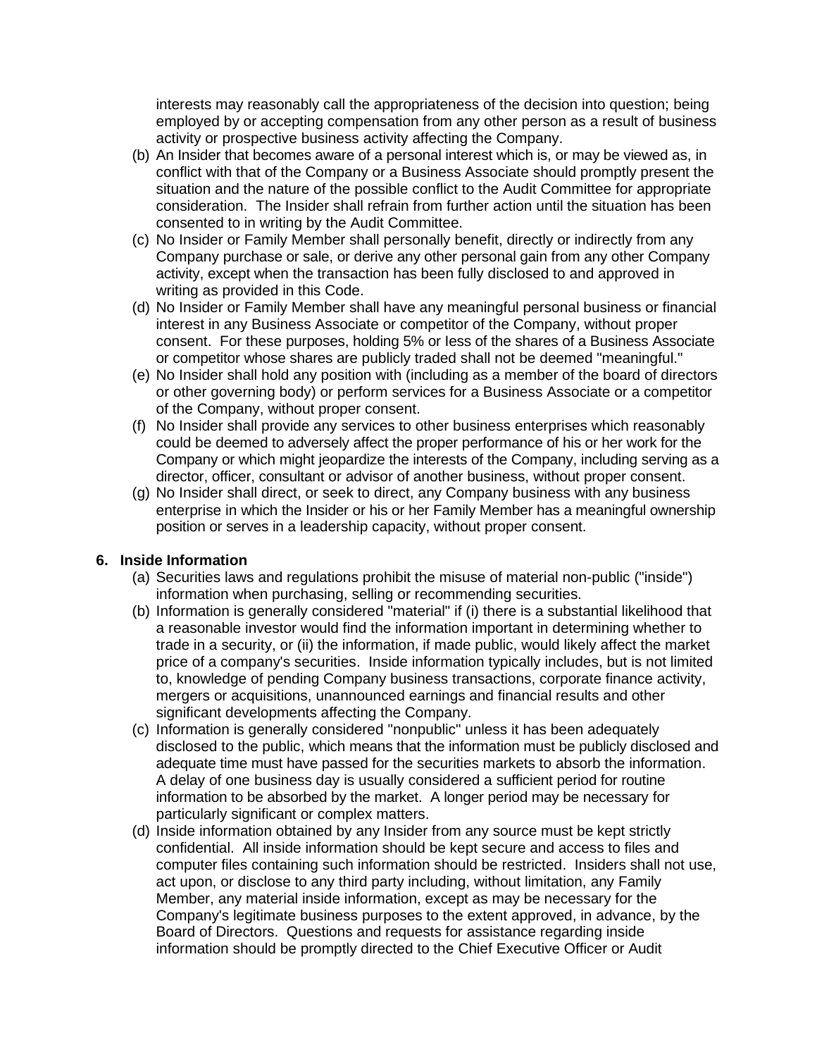interests may reasonably call the appropriateness of the decision into question; being employed by or accepting compensation from any other person as a result of business activity or prospective business activity affecting the Company.

(b) An Insider that becomes aware of a personal interest which is, or may be viewed as, in conflict with that of the Company or a Business Associate should promptly present the situation and the nature of the possible conflict to the Audit Committee for appropriate consideration. The Insider shall refrain from further action until the situation has been consented to in writing by the Audit Committee.

(c) No Insider or Family Member shall personally benefit, directly or indirectly from any Company purchase or sale, or derive any other personal gain from any other Company activity, except when the transaction has been fully disclosed to and approved in writing as provided in this Code.

(d) No Insider or Family Member shall have any meaningful personal business or financial interest in any Business Associate or competitor of the Company, without proper consent. For these purposes, holding 5% or less of the shares of a Business Associate or competitor whose shares are publicly traded shall not be deemed "meaningful."

(e) No Insider shall hold any position with (including as a member of the board of directors or other governing body) or perform services for a Business Associate or a competitor of the Company, without proper consent.

(f) No Insider shall provide any services to other business enterprises which reasonably could be deemed to adversely affect the proper performance of his or her work for the Company or which might jeopardize the interests of the Company, including serving as a director, officer, consultant or advisor of another business, without proper consent.

(g) No Insider shall direct, or seek to direct, any Company business with any business enterprise in which the Insider or his or her Family Member has a meaningful ownership position or serves in a leadership capacity, without proper consent.

## 6. Inside Information

(a) Securities laws and regulations prohibit the misuse of material non-public ("inside") information when purchasing, selling or recommending securities.

(b) Information is generally considered "material" if (i) there is a substantial likelihood that a reasonable investor would find the information important in determining whether to trade in a security, or (ii) the information, if made public, would likely affect the market price of a company's securities. Inside information typically includes, but is not limited to, knowledge of pending Company business transactions, corporate finance activity, mergers or acquisitions, unannounced earnings and financial results and other significant developments affecting the Company.

(c) Information is generally considered "nonpublic" unless it has been adequately disclosed to the public, which means that the information must be publicly disclosed and adequate time must have passed for the securities markets to absorb the information. A delay of one business day is usually considered a sufficient period for routine information to be absorbed by the market. A longer period may be necessary for particularly significant or complex matters.

(d) Inside information obtained by any Insider from any source must be kept strictly confidential. All inside information should be kept secure and access to files and computer files containing such information should be restricted. Insiders shall not use, act upon, or disclose to any third party including, without limitation, any Family Member, any material inside information, except as may be necessary for the Company's legitimate business purposes to the extent approved, in advance, by the Board of Directors. Questions and requests for assistance regarding inside information should be promptly directed to the Chief Executive Officer or Audit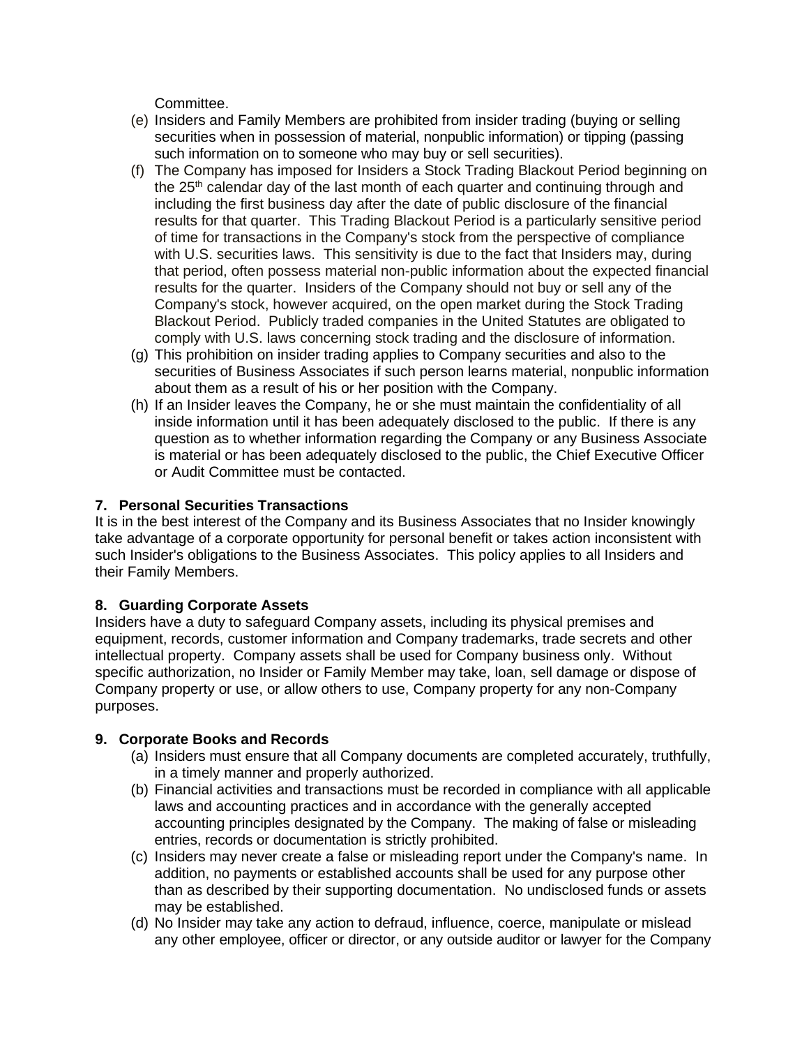Committee.

(e) Insiders and Family Members are prohibited from insider trading (buying or selling securities when in possession of material, nonpublic information) or tipping (passing such information on to someone who may buy or sell securities).

(f) The Company has imposed for Insiders a Stock Trading Blackout Period beginning on the 25th calendar day of the last month of each quarter and continuing through and including the first business day after the date of public disclosure of the financial results for that quarter. This Trading Blackout Period is a particularly sensitive period of time for transactions in the Company's stock from the perspective of compliance with U.S. securities laws. This sensitivity is due to the fact that Insiders may, during that period, often possess material non-public information about the expected financial results for the quarter. Insiders of the Company should not buy or sell any of the Company's stock, however acquired, on the open market during the Stock Trading Blackout Period. Publicly traded companies in the United Statutes are obligated to comply with U.S. laws concerning stock trading and the disclosure of information.

(g) This prohibition on insider trading applies to Company securities and also to the securities of Business Associates if such person learns material, nonpublic information about them as a result of his or her position with the Company.

(h) If an Insider leaves the Company, he or she must maintain the confidentiality of all inside information until it has been adequately disclosed to the public. If there is any question as to whether information regarding the Company or any Business Associate is material or has been adequately disclosed to the public, the Chief Executive Officer or Audit Committee must be contacted.

### 7. Personal Securities Transactions

It is in the best interest of the Company and its Business Associates that no Insider knowingly take advantage of a corporate opportunity for personal benefit or takes action inconsistent with such Insider's obligations to the Business Associates. This policy applies to all Insiders and their Family Members.

### 8. Guarding Corporate Assets

Insiders have a duty to safeguard Company assets, including its physical premises and equipment, records, customer information and Company trademarks, trade secrets and other intellectual property. Company assets shall be used for Company business only. Without specific authorization, no Insider or Family Member may take, loan, sell damage or dispose of Company property or use, or allow others to use, Company property for any non-Company purposes.

### 9. Corporate Books and Records

(a) Insiders must ensure that all Company documents are completed accurately, truthfully, in a timely manner and properly authorized.

(b) Financial activities and transactions must be recorded in compliance with all applicable laws and accounting practices and in accordance with the generally accepted accounting principles designated by the Company. The making of false or misleading entries, records or documentation is strictly prohibited.

(c) Insiders may never create a false or misleading report under the Company's name. In addition, no payments or established accounts shall be used for any purpose other than as described by their supporting documentation. No undisclosed funds or assets may be established.

(d) No Insider may take any action to defraud, influence, coerce, manipulate or mislead any other employee, officer or director, or any outside auditor or lawyer for the Company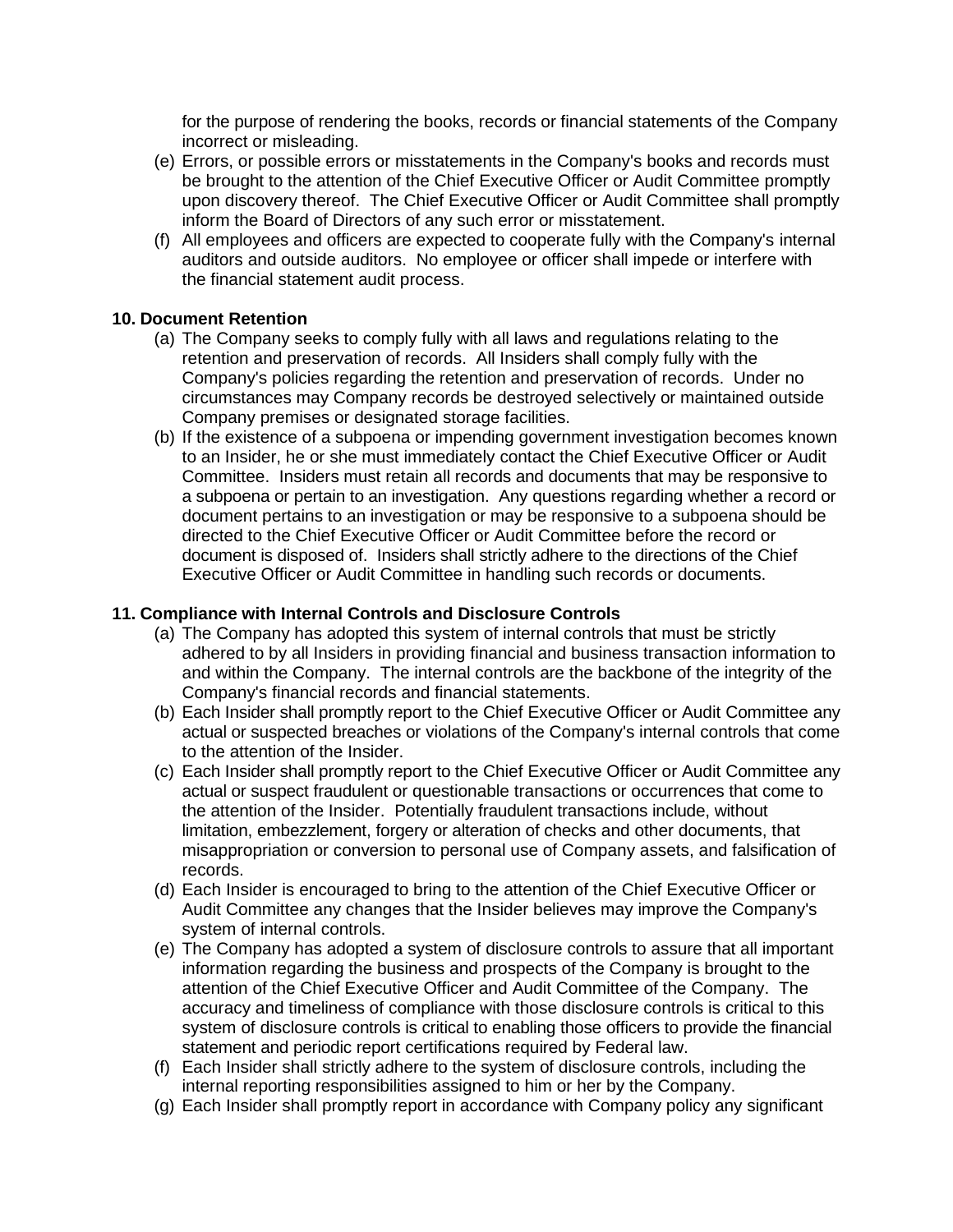for the purpose of rendering the books, records or financial statements of the Company incorrect or misleading.

(e) Errors, or possible errors or misstatements in the Company's books and records must be brought to the attention of the Chief Executive Officer or Audit Committee promptly upon discovery thereof. The Chief Executive Officer or Audit Committee shall promptly inform the Board of Directors of any such error or misstatement.

(f) All employees and officers are expected to cooperate fully with the Company's internal auditors and outside auditors. No employee or officer shall impede or interfere with the financial statement audit process.

**10. Document Retention**

(a) The Company seeks to comply fully with all laws and regulations relating to the retention and preservation of records. All Insiders shall comply fully with the Company's policies regarding the retention and preservation of records. Under no circumstances may Company records be destroyed selectively or maintained outside Company premises or designated storage facilities.

(b) If the existence of a subpoena or impending government investigation becomes known to an Insider, he or she must immediately contact the Chief Executive Officer or Audit Committee. Insiders must retain all records and documents that may be responsive to a subpoena or pertain to an investigation. Any questions regarding whether a record or document pertains to an investigation or may be responsive to a subpoena should be directed to the Chief Executive Officer or Audit Committee before the record or document is disposed of. Insiders shall strictly adhere to the directions of the Chief Executive Officer or Audit Committee in handling such records or documents.

**11. Compliance with Internal Controls and Disclosure Controls**

(a) The Company has adopted this system of internal controls that must be strictly adhered to by all Insiders in providing financial and business transaction information to and within the Company. The internal controls are the backbone of the integrity of the Company's financial records and financial statements.

(b) Each Insider shall promptly report to the Chief Executive Officer or Audit Committee any actual or suspected breaches or violations of the Company's internal controls that come to the attention of the Insider.

(c) Each Insider shall promptly report to the Chief Executive Officer or Audit Committee any actual or suspect fraudulent or questionable transactions or occurrences that come to the attention of the Insider. Potentially fraudulent transactions include, without limitation, embezzlement, forgery or alteration of checks and other documents, that misappropriation or conversion to personal use of Company assets, and falsification of records.

(d) Each Insider is encouraged to bring to the attention of the Chief Executive Officer or Audit Committee any changes that the Insider believes may improve the Company's system of internal controls.

(e) The Company has adopted a system of disclosure controls to assure that all important information regarding the business and prospects of the Company is brought to the attention of the Chief Executive Officer and Audit Committee of the Company. The accuracy and timeliness of compliance with those disclosure controls is critical to this system of disclosure controls is critical to enabling those officers to provide the financial statement and periodic report certifications required by Federal law.

(f) Each Insider shall strictly adhere to the system of disclosure controls, including the internal reporting responsibilities assigned to him or her by the Company.

(g) Each Insider shall promptly report in accordance with Company policy any significant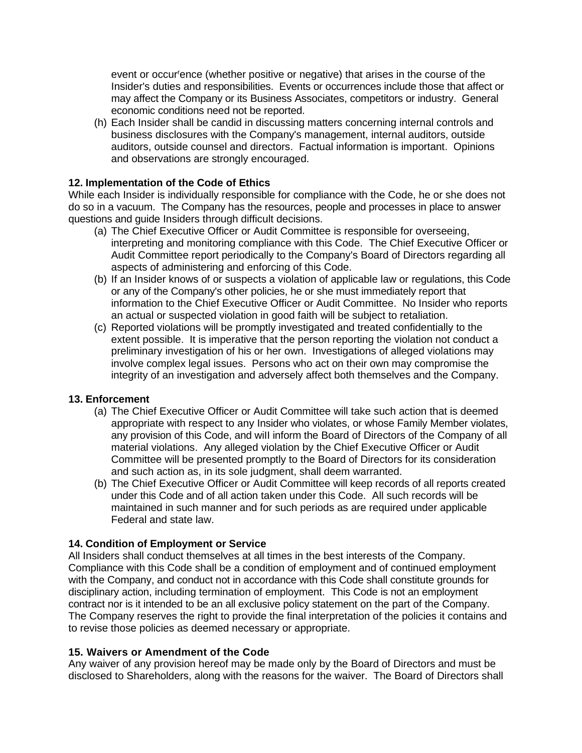event or occurʳence (whether positive or negative) that arises in the course of the Insider's duties and responsibilities. Events or occurrences include those that affect or may affect the Company or its Business Associates, competitors or industry. General economic conditions need not be reported.

(h) Each Insider shall be candid in discussing matters concerning internal controls and business disclosures with the Company's management, internal auditors, outside auditors, outside counsel and directors. Factual information is important. Opinions and observations are strongly encouraged.

**12. Implementation of the Code of Ethics**

While each Insider is individually responsible for compliance with the Code, he or she does not do so in a vacuum. The Company has the resources, people and processes in place to answer questions and guide Insiders through difficult decisions.

(a) The Chief Executive Officer or Audit Committee is responsible for overseeing, interpreting and monitoring compliance with this Code. The Chief Executive Officer or Audit Committee report periodically to the Company's Board of Directors regarding all aspects of administering and enforcing of this Code.

(b) If an Insider knows of or suspects a violation of applicable law or regulations, this Code or any of the Company's other policies, he or she must immediately report that information to the Chief Executive Officer or Audit Committee. No Insider who reports an actual or suspected violation in good faith will be subject to retaliation.

(c) Reported violations will be promptly investigated and treated confidentially to the extent possible. It is imperative that the person reporting the violation not conduct a preliminary investigation of his or her own. Investigations of alleged violations may involve complex legal issues. Persons who act on their own may compromise the integrity of an investigation and adversely affect both themselves and the Company.

**13. Enforcement**

(a) The Chief Executive Officer or Audit Committee will take such action that is deemed appropriate with respect to any Insider who violates, or whose Family Member violates, any provision of this Code, and wiII inform the Board of Directors of the Company of all material violations. Any alleged violation by the Chief Executive Officer or Audit Committee will be presented promptly to the Board of Directors for its consideration and such action as, in its sole judgment, shall deem warranted.

(b) The Chief Executive Officer or Audit Committee will keep records of all reports created under this Code and of all action taken under this Code. All such records will be maintained in such manner and for such periods as are required under applicable Federal and state law.

**14. Condition of Employment or Service**

All Insiders shall conduct themselves at all times in the best interests of the Company. Compliance with this Code shall be a condition of employment and of continued employment with the Company, and conduct not in accordance with this Code shall constitute grounds for disciplinary action, including termination of employment. This Code is not an employment contract nor is it intended to be an all exclusive policy statement on the part of the Company. The Company reserves the right to provide the final interpretation of the policies it contains and to revise those policies as deemed necessary or appropriate.

**15. Waivers or Amendment of the Code**

Any waiver of any provision hereof may be made only by the Board of Directors and must be disclosed to Shareholders, along with the reasons for the waiver. The Board of Directors shall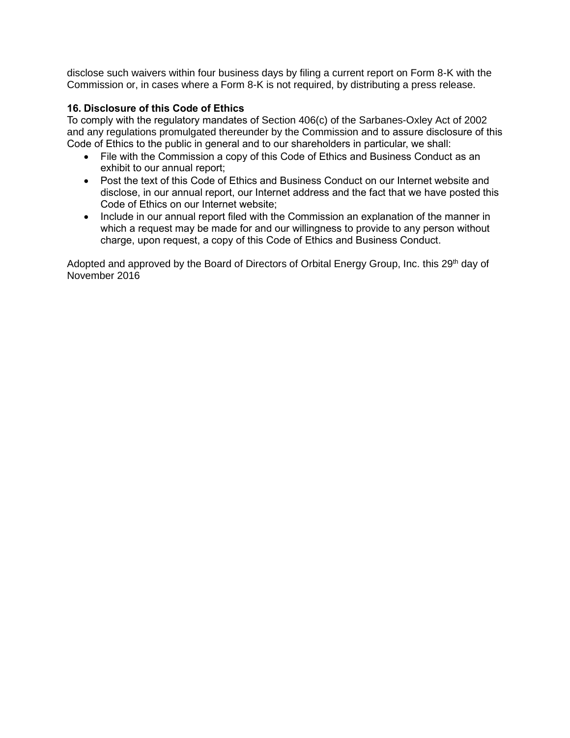disclose such waivers within four business days by filing a current report on Form 8-K with the Commission or, in cases where a Form 8-K is not required, by distributing a press release.

**16. Disclosure of this Code of Ethics**

To comply with the regulatory mandates of Section 406(c) of the Sarbanes-Oxley Act of 2002 and any regulations promulgated thereunder by the Commission and to assure disclosure of this Code of Ethics to the public in general and to our shareholders in particular, we shall:

- File with the Commission a copy of this Code of Ethics and Business Conduct as an exhibit to our annual report;
- Post the text of this Code of Ethics and Business Conduct on our Internet website and disclose, in our annual report, our Internet address and the fact that we have posted this Code of Ethics on our Internet website;
- Include in our annual report filed with the Commission an explanation of the manner in which a request may be made for and our willingness to provide to any person without charge, upon request, a copy of this Code of Ethics and Business Conduct.

Adopted and approved by the Board of Directors of Orbital Energy Group, Inc. this 29th day of November 2016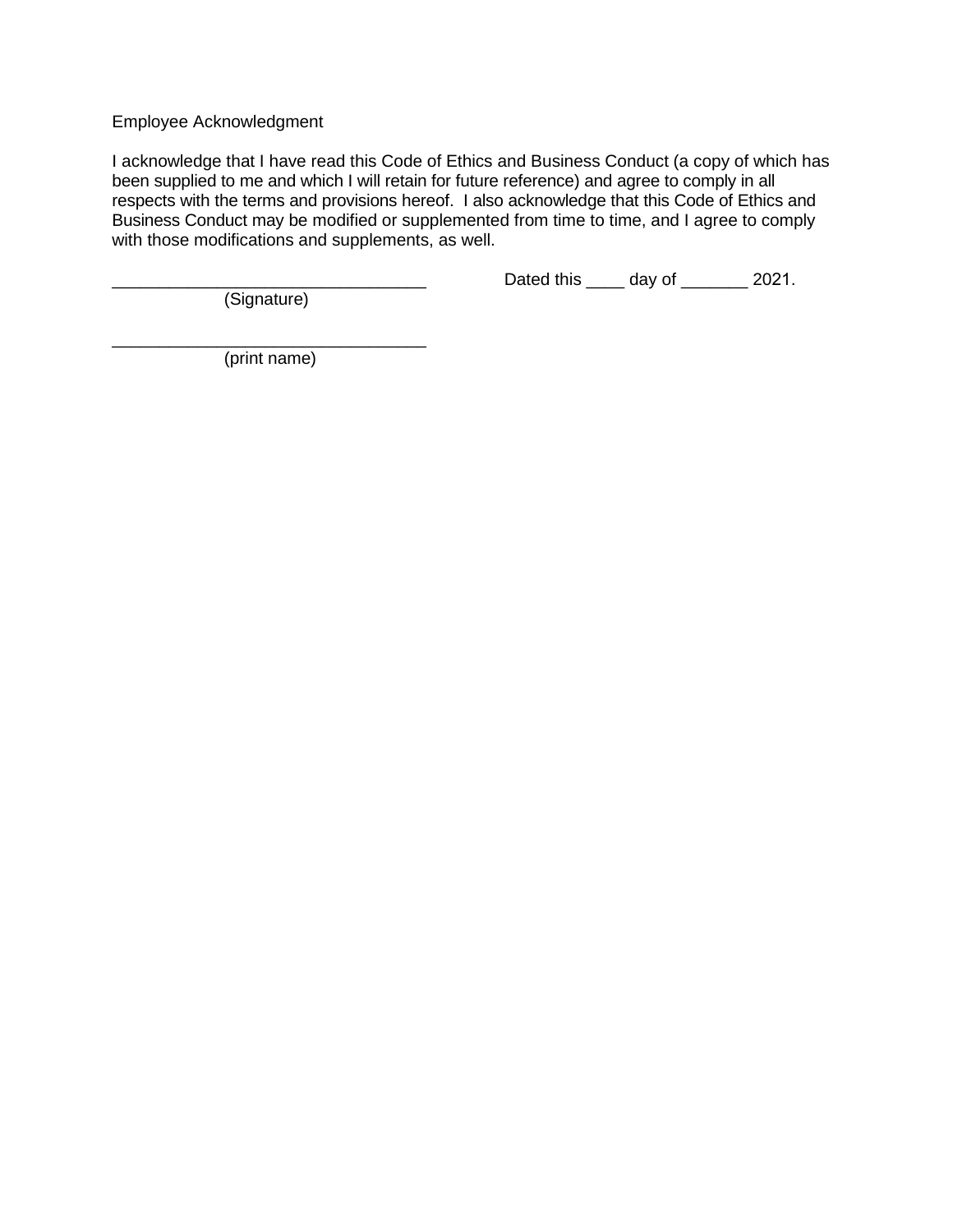Employee Acknowledgment

I acknowledge that I have read this Code of Ethics and Business Conduct (a copy of which has been supplied to me and which I will retain for future reference) and agree to comply in all respects with the terms and provisions hereof. I also acknowledge that this Code of Ethics and Business Conduct may be modified or supplemented from time to time, and I agree to comply with those modifications and supplements, as well.

_________________________________ Dated this ____ day of _______ 2021.
(Signature)

_________________________________
(print name)